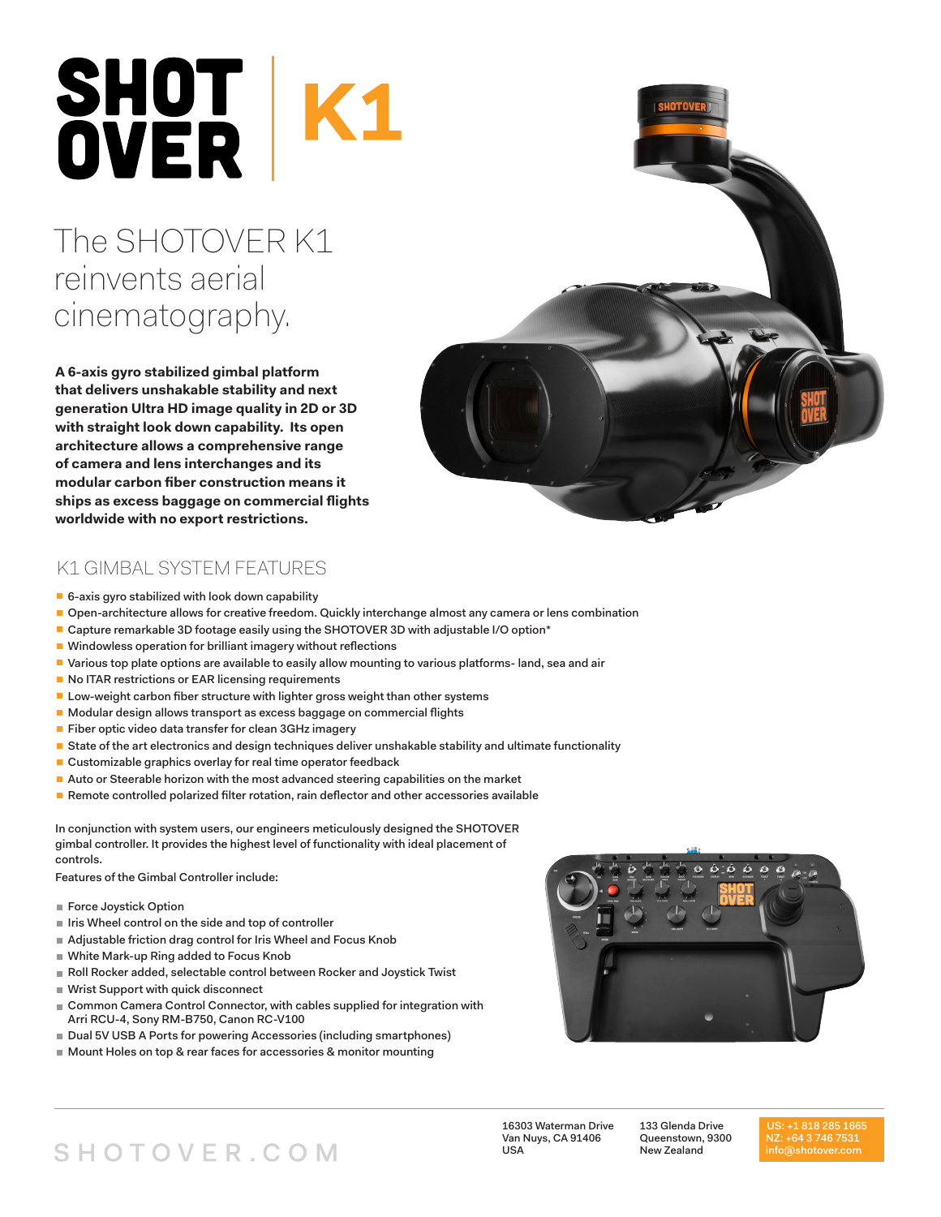# SHOT OVER | K1

## The SHOTOVER K1 reinvents aerial cinematography.

**A 6-axis gyro stabilized gimbal platform that delivers unshakable stability and next generation Ultra HD image quality in 2D or 3D with straight look down capability. Its open architecture allows a comprehensive range of camera and lens interchanges and its modular carbon fiber construction means it ships as excess baggage on commercial flights worldwide with no export restrictions.**

## K1 GIMBAL SYSTEM FEATURES

- 6-axis gyro stabilized with look down capability
- Open-architecture allows for creative freedom. Quickly interchange almost any camera or lens combination
- Capture remarkable 3D footage easily using the SHOTOVER 3D with adjustable I/O option*
- Windowless operation for brilliant imagery without reflections
- Various top plate options are available to easily allow mounting to various platforms- land, sea and air
- No ITAR restrictions or EAR licensing requirements
- Low-weight carbon fiber structure with lighter gross weight than other systems
- Modular design allows transport as excess baggage on commercial flights
- Fiber optic video data transfer for clean 3GHz imagery
- State of the art electronics and design techniques deliver unshakable stability and ultimate functionality
- Customizable graphics overlay for real time operator feedback
- Auto or Steerable horizon with the most advanced steering capabilities on the market
- Remote controlled polarized filter rotation, rain deflector and other accessories available

In conjunction with system users, our engineers meticulously designed the SHOTOVER gimbal controller. It provides the highest level of functionality with ideal placement of controls.

Features of the Gimbal Controller include:

- Force Joystick Option
- Iris Wheel control on the side and top of controller
- Adjustable friction drag control for Iris Wheel and Focus Knob
- White Mark-up Ring added to Focus Knob
- Roll Rocker added, selectable control between Rocker and Joystick Twist
- Wrist Support with quick disconnect
- Common Camera Control Connector, with cables supplied for integration with Arri RCU-4, Sony RM-B750, Canon RC-V100
- Dual 5V USB A Ports for powering Accessories (including smartphones)
- Mount Holes on top & rear faces for accessories & monitor mounting

SHOTOVER.COM

16303 Waterman Drive
Van Nuys, CA 91406
USA

133 Glenda Drive
Queenstown, 9300
New Zealand

US: +1 818 285 1665
NZ: +64 3 746 7531
info@shotover.com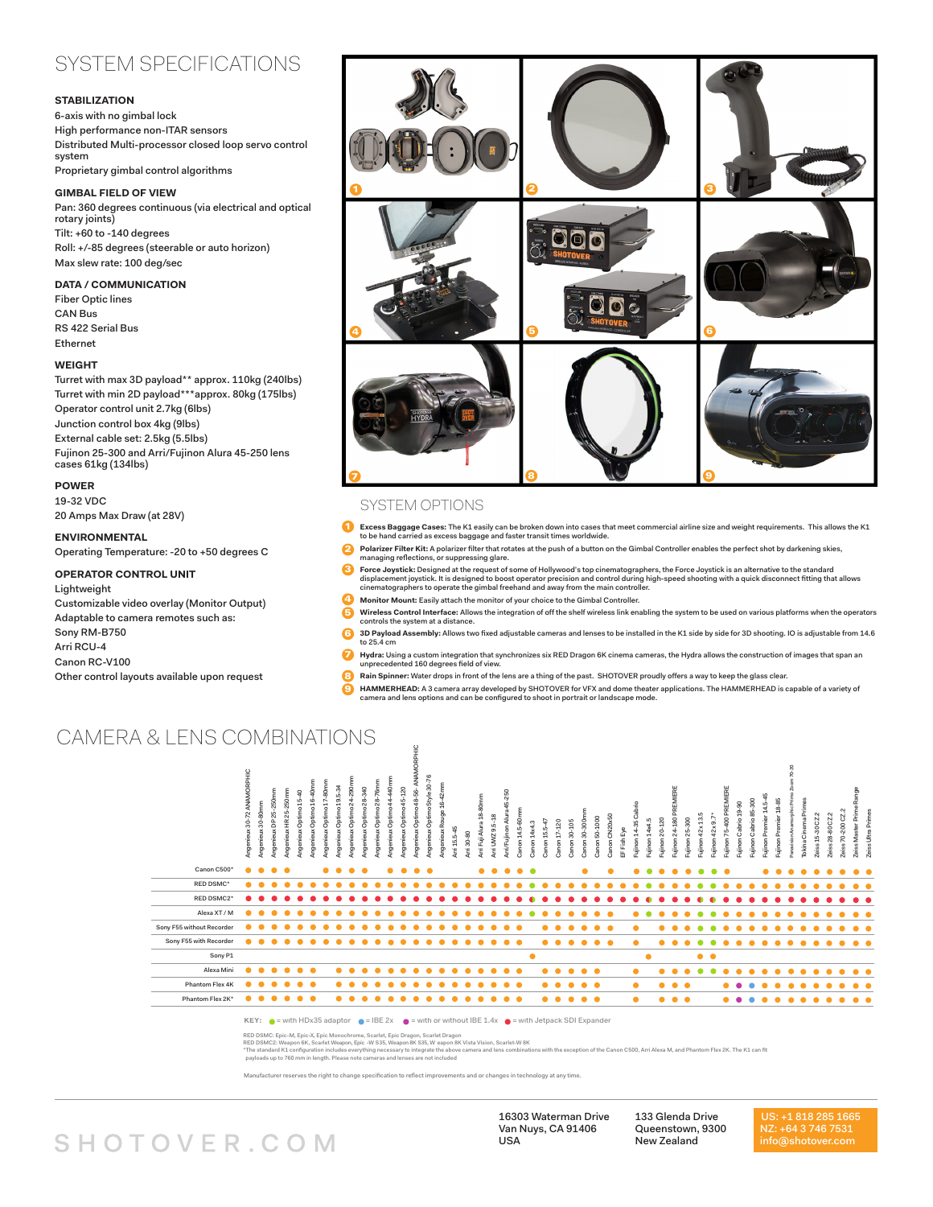# SYSTEM SPECIFICATIONS

### STABILIZATION

6-axis with no gimbal lock
High performance non-ITAR sensors
Distributed Multi-processor closed loop servo control system
Proprietary gimbal control algorithms

### GIMBAL FIELD OF VIEW

Pan: 360 degrees continuous (via electrical and optical rotary joints)
Tilt: +60 to -140 degrees
Roll: +/-85 degrees (steerable or auto horizon)
Max slew rate: 100 deg/sec

### DATA / COMMUNICATION

Fiber Optic lines
CAN Bus
RS 422 Serial Bus
Ethernet

### WEIGHT

Turret with max 3D payload** approx. 110kg (240lbs)
Turret with min 2D payload***approx. 80kg (175lbs)
Operator control unit 2.7kg (6lbs)
Junction control box 4kg (9lbs)
External cable set: 2.5kg (5.5lbs)
Fujinon 25-300 and Arri/Fujinon Alura 45-250 lens cases 61kg (134lbs)

### POWER

19-32 VDC
20 Amps Max Draw (at 28V)

### ENVIRONMENTAL

Operating Temperature: -20 to +50 degrees C

### OPERATOR CONTROL UNIT

Lightweight
Customizable video overlay (Monitor Output)
Adaptable to camera remotes such as:
Sony RM-B750
Arri RCU-4
Canon RC-V100
Other control layouts available upon request

# SYSTEM OPTIONS

1. **Excess Baggage Cases:** The K1 easily can be broken down into cases that meet commercial airline size and weight requirements. This allows the K1 to be hand carried as excess baggage and faster transit times worldwide.
2. **Polarizer Filter Kit:** A polarizer filter that rotates at the push of a button on the Gimbal Controller enables the perfect shot by darkening skies, managing reflections, or suppressing glare.
3. **Force Joystick:** Designed at the request of some of Hollywood's top cinematographers, the Force Joystick is an alternative to the standard displacement joystick. It is designed to boost operator precision and control during high-speed shooting with a quick disconnect fitting that allows cinematographers to operate the gimbal freehand and away from the main controller.
4. **Monitor Mount:** Easily attach the monitor of your choice to the Gimbal Controller.
5. **Wireless Control Interface:** Allows the integration of off the shelf wireless link enabling the system to be used on various platforms when the operators controls the system at a distance.
6. **3D Payload Assembly:** Allows two fixed adjustable cameras and lenses to be installed in the K1 side by side for 3D shooting. IO is adjustable from 14.6 to 25.4 cm
7. **Hydra:** Using a custom integration that synchronizes six RED Dragon 6K cinema cameras, the Hydra allows the construction of images that span an unprecedented 160 degrees field of view.
8. **Rain Spinner:** Water drops in front of the lens are a thing of the past. SHOTOVER proudly offers a way to keep the glass clear.
9. **HAMMERHEAD:** A 3 camera array developed by SHOTOVER for VFX and dome theater applications. The HAMMERHEAD is capable of a variety of camera and lens options and can be configured to shoot in portrait or landscape mode.

# CAMERA & LENS COMBINATIONS

Lenses: Angenieux 30-72 ANAMORPHIC, Angenieux 30-80mm, Angenieux DP 25-250mm, Angenieux HR 25-250mm, Angenieux Optimo 15-40, Angenieux Optimo 16-40mm, Angenieux Optimo 17-80mm, Angenieux Optimo 19.5-34, Angenieux Optimo 24-290mm, Angenieux Optimo 28-340, Angenieux Optimo 28-76mm, Angenieux Optimo 44-440mm, Angenieux Optimo 45-120, Angenieux Optimo 48-56- ANAMORPHIC, Angenieux Optimo Style 30-76, Angenieux Rouge 16-42mm, Arri 15.5-45, Arri 30-80, Arri Fuji Alura 18-80mm, Arri UWZ 9.5-18, Arri/Fujinon Alura 45-250, Canon 14.5-60mm, Canon 14x4.3, Canon 15.5-47, Canon 17-120, Canon 30-105, Canon 30-300mm, Canon 50-1000, Canon CN20x50, EF Fish Eye, Fujinon 14-35 Cabrio, Fujinon 14x4.5, Fujinon 20-120, Fujinon 24-180 PREMIERE, Fujinon 25-300, Fujinon 42 x 13.5, Fujinon 42 x 9.7*, Fujinon 75-400 PREMIERE, Fujinon Cabrio 19-90, Fujinon Cabrio 85-300, Fujinon Premier 14.5-45, Fujinon Premier 18-85, Panavision Anamorphic Primo Zoom 70-20, Tokina Cinema Primes, Zeiss 15-30 CZ.2, Zeiss 28-80 CZ.2, Zeiss 70-200 CZ.2, Zeiss Master Prime Range, Zeiss Ultra Primes

Cameras: Canon C500*, RED DSMC*, RED DSMC2*, Alexa XT / M, Sony F55 without Recorder, Sony F55 with Recorder, Sony P1, Alexa Mini, Phantom Flex 4K, Phantom Flex 2K*

KEY: ● = with HDx35 adaptor ● = IBE 2x ● = with or without IBE 1.4x ● = with Jetpack SDI Expander

RED DSMC: Epic-M, Epic-X, Epic Monochrome, Scarlet, Epic Dragon, Scarlet Dragon
RED DSMC2: Weapon 6K, Scarlet Weapon, Epic -W S35, Weapon 8K S35, W eapon 8K Vista Vision, Scarlet-W 8K
*The standard K1 configuration includes everything necessary to integrate the above camera and lens combinations with the exception of the Canon C500, Arri Alexa M, and Phantom Flex 2K. The K1 can fit payloads up to 760 mm in length. Please note cameras and lenses are not included

Manufacturer reserves the right to change specification to reflect improvements and or changes in technology at any time.

SHOTOVER.COM

16303 Waterman Drive
Van Nuys, CA 91406
USA

133 Glenda Drive
Queenstown, 9300
New Zealand

US: +1 818 285 1665
NZ: +64 3 746 7531
info@shotover.com